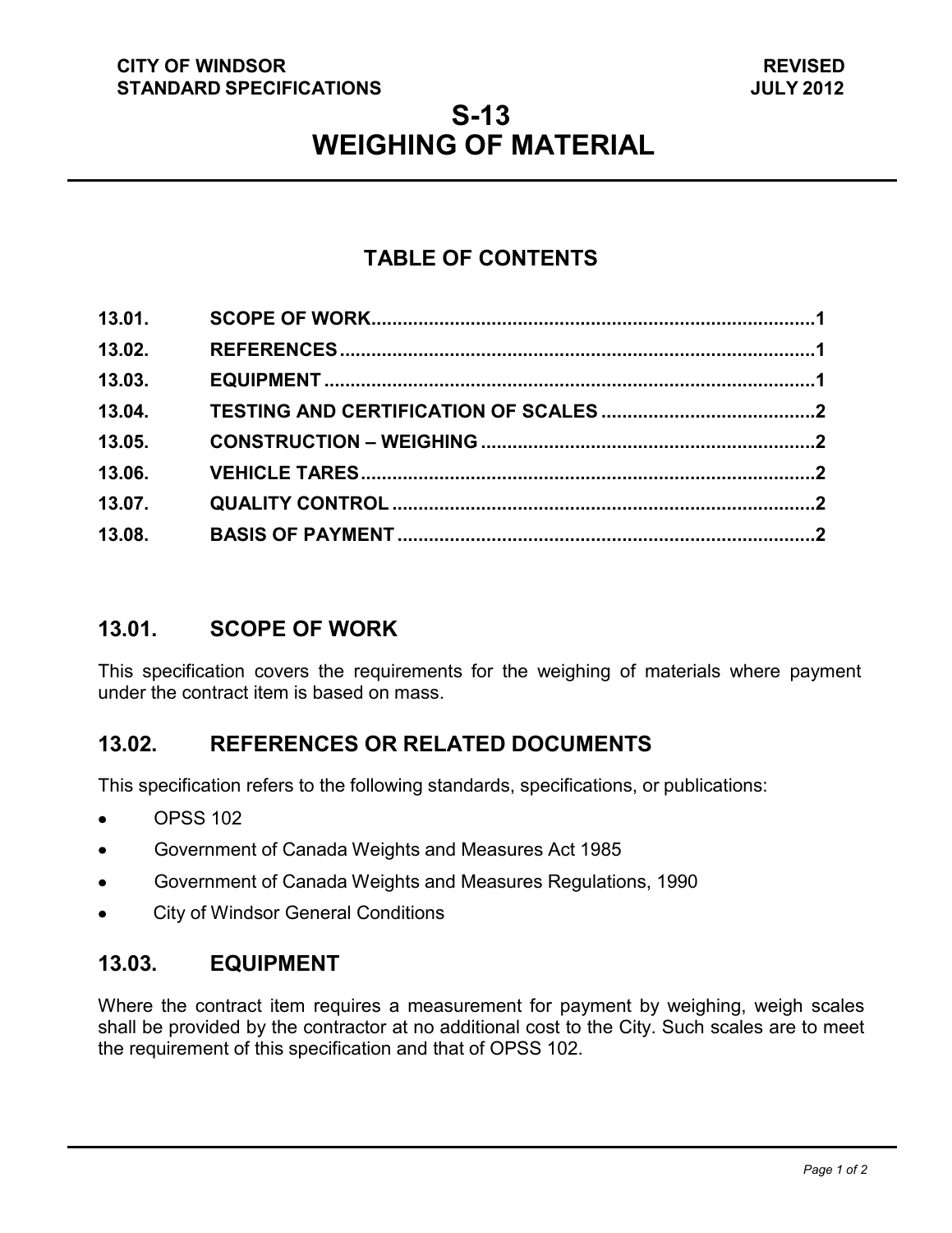CITY OF WINDSOR
STANDARD SPECIFICATIONS

REVISED
JULY 2012

# S-13
# WEIGHING OF MATERIAL

## TABLE OF CONTENTS

| | | |
|---|---|---|
| 13.01. | SCOPE OF WORK | 1 |
| 13.02. | REFERENCES | 1 |
| 13.03. | EQUIPMENT | 1 |
| 13.04. | TESTING AND CERTIFICATION OF SCALES | 2 |
| 13.05. | CONSTRUCTION – WEIGHING | 2 |
| 13.06. | VEHICLE TARES | 2 |
| 13.07. | QUALITY CONTROL | 2 |
| 13.08. | BASIS OF PAYMENT | 2 |

## 13.01. SCOPE OF WORK

This specification covers the requirements for the weighing of materials where payment under the contract item is based on mass.

## 13.02. REFERENCES OR RELATED DOCUMENTS

This specification refers to the following standards, specifications, or publications:

- OPSS 102
- Government of Canada Weights and Measures Act 1985
- Government of Canada Weights and Measures Regulations, 1990
- City of Windsor General Conditions

## 13.03. EQUIPMENT

Where the contract item requires a measurement for payment by weighing, weigh scales shall be provided by the contractor at no additional cost to the City. Such scales are to meet the requirement of this specification and that of OPSS 102.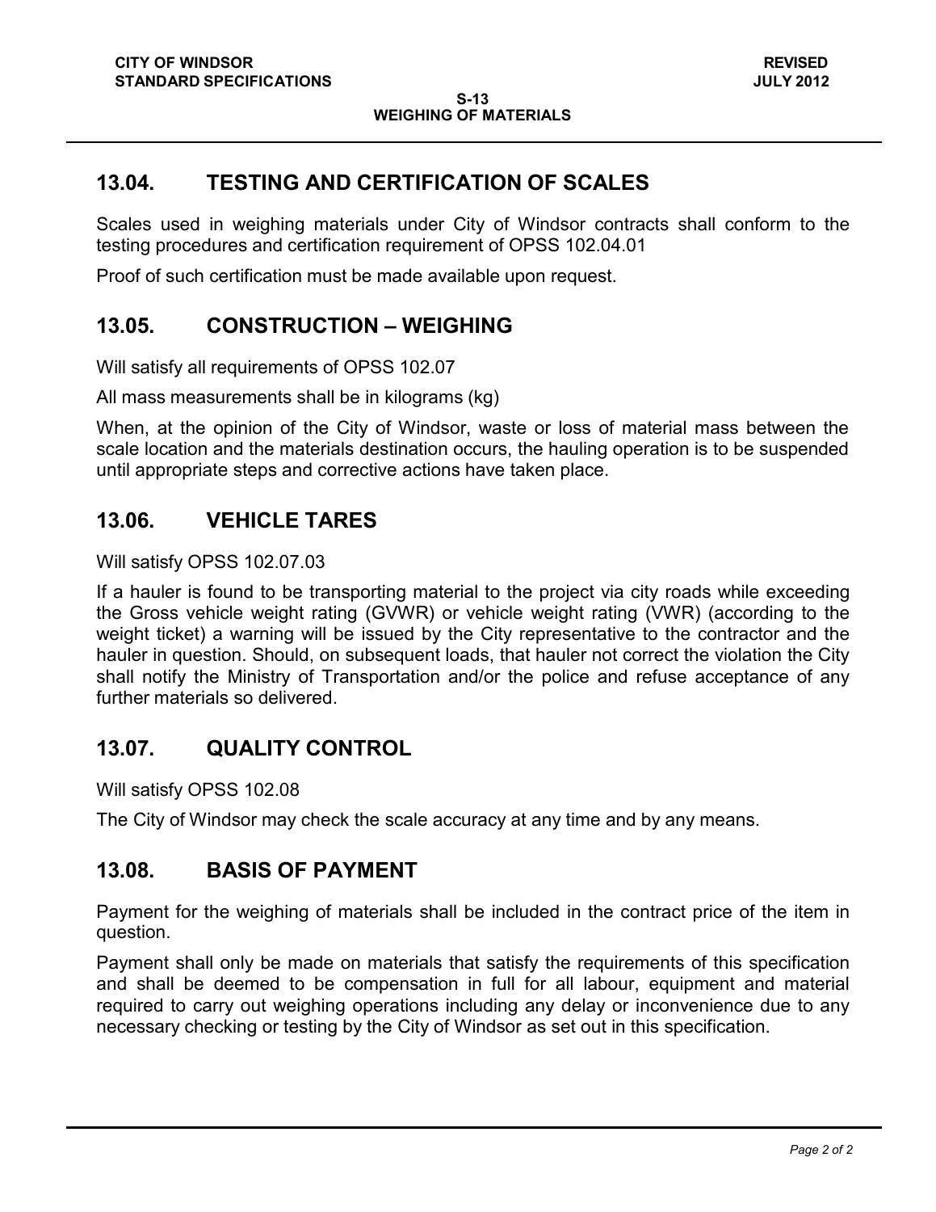## 13.04. TESTING AND CERTIFICATION OF SCALES

Scales used in weighing materials under City of Windsor contracts shall conform to the testing procedures and certification requirement of OPSS 102.04.01

Proof of such certification must be made available upon request.

## 13.05. CONSTRUCTION – WEIGHING

Will satisfy all requirements of OPSS 102.07

All mass measurements shall be in kilograms (kg)

When, at the opinion of the City of Windsor, waste or loss of material mass between the scale location and the materials destination occurs, the hauling operation is to be suspended until appropriate steps and corrective actions have taken place.

## 13.06. VEHICLE TARES

Will satisfy OPSS 102.07.03

If a hauler is found to be transporting material to the project via city roads while exceeding the Gross vehicle weight rating (GVWR) or vehicle weight rating (VWR) (according to the weight ticket) a warning will be issued by the City representative to the contractor and the hauler in question. Should, on subsequent loads, that hauler not correct the violation the City shall notify the Ministry of Transportation and/or the police and refuse acceptance of any further materials so delivered.

## 13.07. QUALITY CONTROL

Will satisfy OPSS 102.08

The City of Windsor may check the scale accuracy at any time and by any means.

## 13.08. BASIS OF PAYMENT

Payment for the weighing of materials shall be included in the contract price of the item in question.

Payment shall only be made on materials that satisfy the requirements of this specification and shall be deemed to be compensation in full for all labour, equipment and material required to carry out weighing operations including any delay or inconvenience due to any necessary checking or testing by the City of Windsor as set out in this specification.